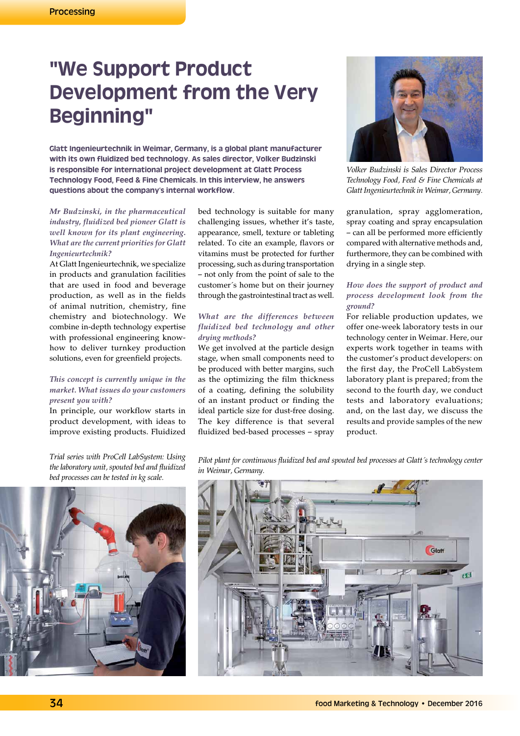# "We Support Product Development from the Very Beginning"

**Glatt Ingenieurtechnik in Weimar, Germany, is a global plant manufacturer with its own fluidized bed technology. As sales director, Volker Budzinski is responsible for international project development at Glatt Process Technology Food, Feed & Fine Chemicals. In this interview, he answers questions about the company's internal workflow.**

*Volker Budzinski is Sales Director Process Technology Food, Feed & Fine Chemicals at Glatt Ingenieurtechnik in Weimar, Germany.*

*Mr Budzinski, in the pharmaceutical industry, fluidized bed pioneer Glatt is well known for its plant engineering. What are the current priorities for Glatt Ingenieurtechnik?*

At Glatt Ingenieurtechnik, we specialize in products and granulation facilities that are used in food and beverage production, as well as in the fields of animal nutrition, chemistry, fine chemistry and biotechnology. We combine in-depth technology expertise with professional engineering know-how to deliver turnkey production solutions, even for greenfield projects.

*This concept is currently unique in the market. What issues do your customers present you with?*

In principle, our workflow starts in product development, with ideas to improve existing products. Fluidized bed technology is suitable for many challenging issues, whether it's taste, appearance, smell, texture or tableting related. To cite an example, flavors or vitamins must be protected for further processing, such as during transportation – not only from the point of sale to the customer´s home but on their journey through the gastrointestinal tract as well.

*What are the differences between fluidized bed technology and other drying methods?*

We get involved at the particle design stage, when small components need to be produced with better margins, such as the optimizing the film thickness of a coating, defining the solubility of an instant product or finding the ideal particle size for dust-free dosing. The key difference is that several fluidized bed-based processes – spray granulation, spray agglomeration, spray coating and spray encapsulation – can all be performed more efficiently compared with alternative methods and, furthermore, they can be combined with drying in a single step.

*How does the support of product and process development look from the ground?*

For reliable production updates, we offer one-week laboratory tests in our technology center in Weimar. Here, our experts work together in teams with the customer's product developers: on the first day, the ProCell LabSystem laboratory plant is prepared; from the second to the fourth day, we conduct tests and laboratory evaluations; and, on the last day, we discuss the results and provide samples of the new product.

*Trial series with ProCell LabSystem: Using the laboratory unit, spouted bed and fluidized bed processes can be tested in kg scale.*

*Pilot plant for continuous fluidized bed and spouted bed processes at Glatt´s technology center in Weimar, Germany.*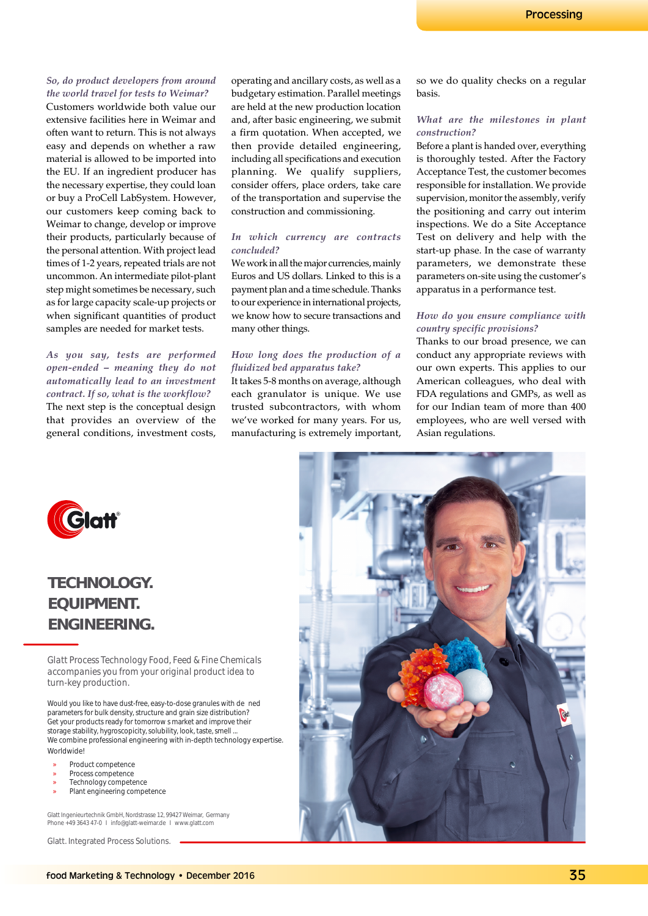*So, do product developers from around the world travel for tests to Weimar?*

Customers worldwide both value our extensive facilities here in Weimar and often want to return. This is not always easy and depends on whether a raw material is allowed to be imported into the EU. If an ingredient producer has the necessary expertise, they could loan or buy a ProCell LabSystem. However, our customers keep coming back to Weimar to change, develop or improve their products, particularly because of the personal attention. With project lead times of 1-2 years, repeated trials are not uncommon. An intermediate pilot-plant step might sometimes be necessary, such as for large capacity scale-up projects or when significant quantities of product samples are needed for market tests.

*As you say, tests are performed open-ended – meaning they do not automatically lead to an investment contract. If so, what is the workflow?*

The next step is the conceptual design that provides an overview of the general conditions, investment costs, operating and ancillary costs, as well as a budgetary estimation. Parallel meetings are held at the new production location and, after basic engineering, we submit a firm quotation. When accepted, we then provide detailed engineering, including all specifications and execution planning. We qualify suppliers, consider offers, place orders, take care of the transportation and supervise the construction and commissioning.

*In which currency are contracts concluded?*

We work in all the major currencies, mainly Euros and US dollars. Linked to this is a payment plan and a time schedule. Thanks to our experience in international projects, we know how to secure transactions and many other things.

*How long does the production of a fluidized bed apparatus take?*

It takes 5-8 months on average, although each granulator is unique. We use trusted subcontractors, with whom we've worked for many years. For us, manufacturing is extremely important, so we do quality checks on a regular basis.

*What are the milestones in plant construction?*

Before a plant is handed over, everything is thoroughly tested. After the Factory Acceptance Test, the customer becomes responsible for installation. We provide supervision, monitor the assembly, verify the positioning and carry out interim inspections. We do a Site Acceptance Test on delivery and help with the start-up phase. In the case of warranty parameters, we demonstrate these parameters on-site using the customer's apparatus in a performance test.

*How do you ensure compliance with country specific provisions?*

Thanks to our broad presence, we can conduct any appropriate reviews with our own experts. This applies to our American colleagues, who deal with FDA regulations and GMPs, as well as for our Indian team of more than 400 employees, who are well versed with Asian regulations.

---

Glatt®

**TECHNOLOGY.**
**EQUIPMENT.**
**ENGINEERING.**

Glatt Process Technology Food, Feed & Fine Chemicals accompanies you from your original product idea to turn-key production.

Would you like to have dust-free, easy-to-dose granules with de ned parameters for bulk density, structure and grain size distribution?
Get your products ready for tomorrow s market and improve their storage stability, hygroscopicity, solubility, look, taste, smell ...
We combine professional engineering with in-depth technology expertise. Worldwide!

- Product competence
- Process competence
- Technology competence
- Plant engineering competence

Glatt Ingenieurtechnik GmbH, Nordstrasse 12, 99427 Weimar, Germany
Phone +49 3643 47-0 I info@glatt-weimar.de I www.glatt.com

Glatt. Integrated Process Solutions.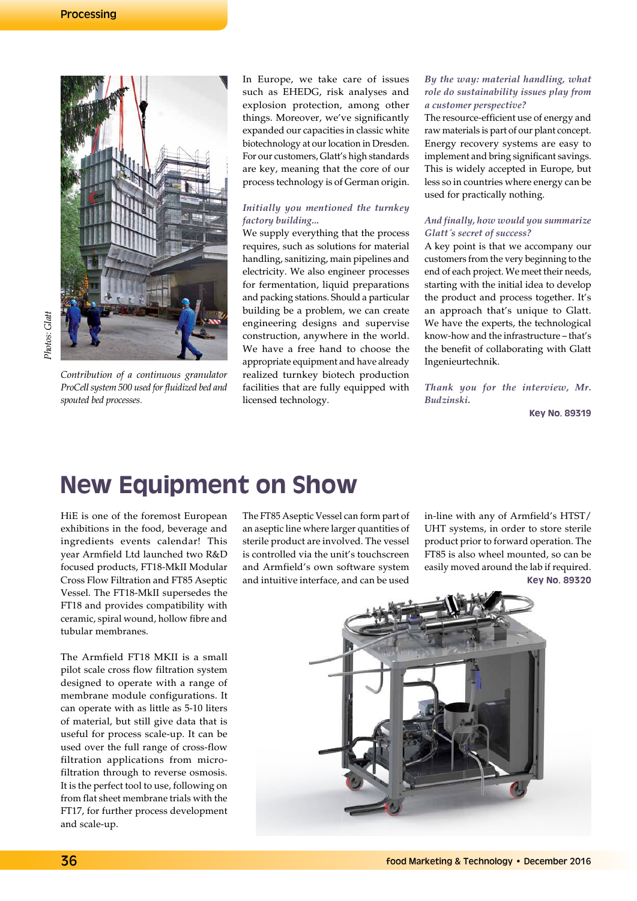Photos: Glatt

Contribution of a continuous granulator ProCell system 500 used for fluidized bed and spouted bed processes.

In Europe, we take care of issues such as EHEDG, risk analyses and explosion protection, among other things. Moreover, we've significantly expanded our capacities in classic white biotechnology at our location in Dresden. For our customers, Glatt's high standards are key, meaning that the core of our process technology is of German origin.

*Initially you mentioned the turnkey factory building...*

We supply everything that the process requires, such as solutions for material handling, sanitizing, main pipelines and electricity. We also engineer processes for fermentation, liquid preparations and packing stations. Should a particular building be a problem, we can create engineering designs and supervise construction, anywhere in the world. We have a free hand to choose the appropriate equipment and have already realized turnkey biotech production facilities that are fully equipped with licensed technology.

*By the way: material handling, what role do sustainability issues play from a customer perspective?*

The resource-efficient use of energy and raw materials is part of our plant concept. Energy recovery systems are easy to implement and bring significant savings. This is widely accepted in Europe, but less so in countries where energy can be used for practically nothing.

*And finally, how would you summarize Glatt´s secret of success?*

A key point is that we accompany our customers from the very beginning to the end of each project. We meet their needs, starting with the initial idea to develop the product and process together. It's an approach that's unique to Glatt. We have the experts, the technological know-how and the infrastructure – that's the benefit of collaborating with Glatt Ingenieurtechnik.

*Thank you for the interview, Mr. Budzinski.*

**Key No. 89319**

# New Equipment on Show

HiE is one of the foremost European exhibitions in the food, beverage and ingredients events calendar! This year Armfield Ltd launched two R&D focused products, FT18-MkII Modular Cross Flow Filtration and FT85 Aseptic Vessel. The FT18-MkII supersedes the FT18 and provides compatibility with ceramic, spiral wound, hollow fibre and tubular membranes.

The Armfield FT18 MKII is a small pilot scale cross flow filtration system designed to operate with a range of membrane module configurations. It can operate with as little as 5-10 liters of material, but still give data that is useful for process scale-up. It can be used over the full range of cross-flow filtration applications from micro-filtration through to reverse osmosis. It is the perfect tool to use, following on from flat sheet membrane trials with the FT17, for further process development and scale-up.

The FT85 Aseptic Vessel can form part of an aseptic line where larger quantities of sterile product are involved. The vessel is controlled via the unit's touchscreen and Armfield's own software system and intuitive interface, and can be used in-line with any of Armfield's HTST/UHT systems, in order to store sterile product prior to forward operation. The FT85 is also wheel mounted, so can be easily moved around the lab if required.

**Key No. 89320**